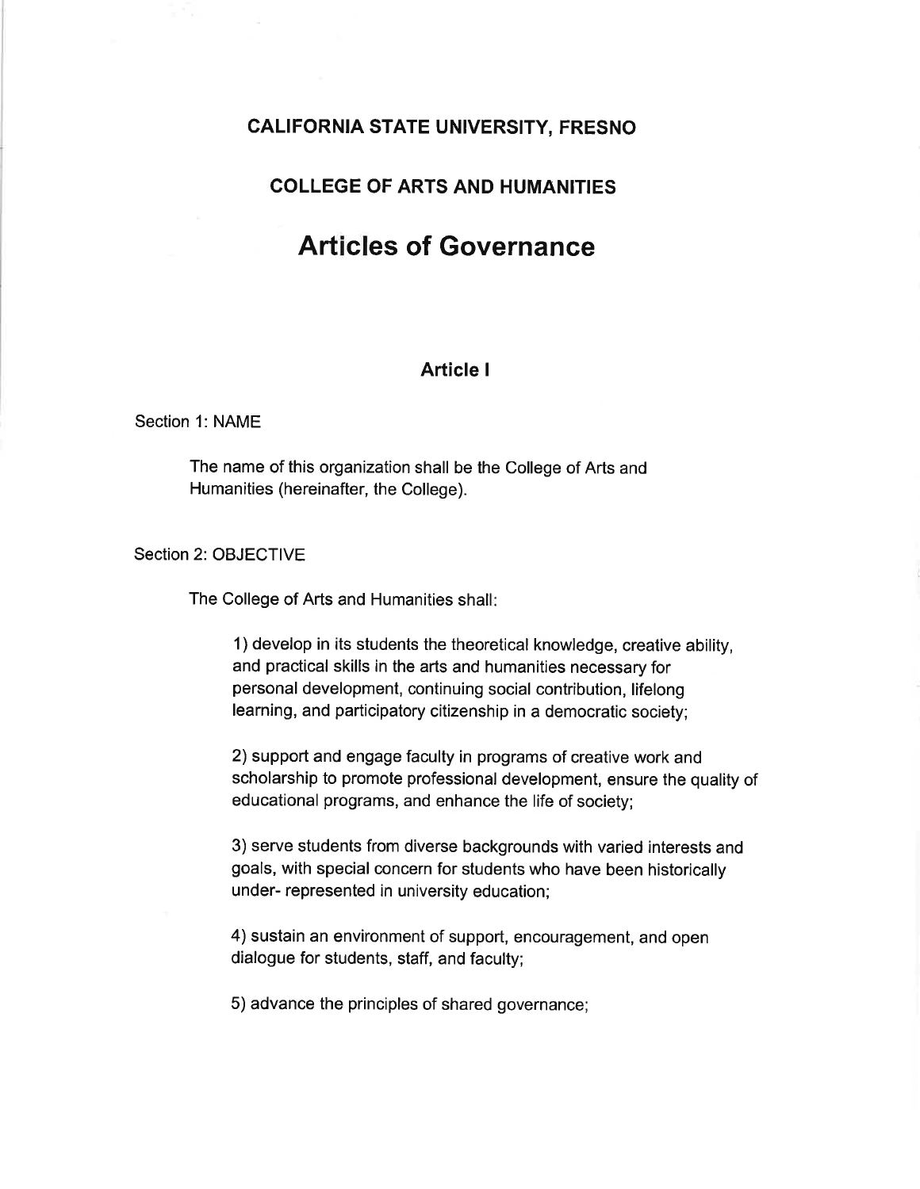# CALIFORNIA STATE UNIVERSITY, FRESNO

## COLLEGE OF ARTS AND HUMANITIES

# Articles of Governance

### Article I

Section 1: NAME

The name of this organization shall be the College of Arts and Humanities (hereinafter, the College).

Section 2: OBJECTIVE

The College of Arts and Humanities shall:

1) develop in its students the theoretical knowledge, creative ability, and practical skills in the arts and humanities necessary for personal development, continuing social contribution, lifelong learning, and participatory citizenship in a democratic society;

2) support and engage faculty in programs of creative work and scholarship to promote professional development, ensure the quality of educational programs, and enhance the life of society;

3) serve students from diverse backgrounds with varied interests and goals, with special concern for students who have been historically under- represented in university education;

4) sustain an environment of support, encouragement, and open dialogue for students, staff, and faculty;

5) advance the principles of shared governance;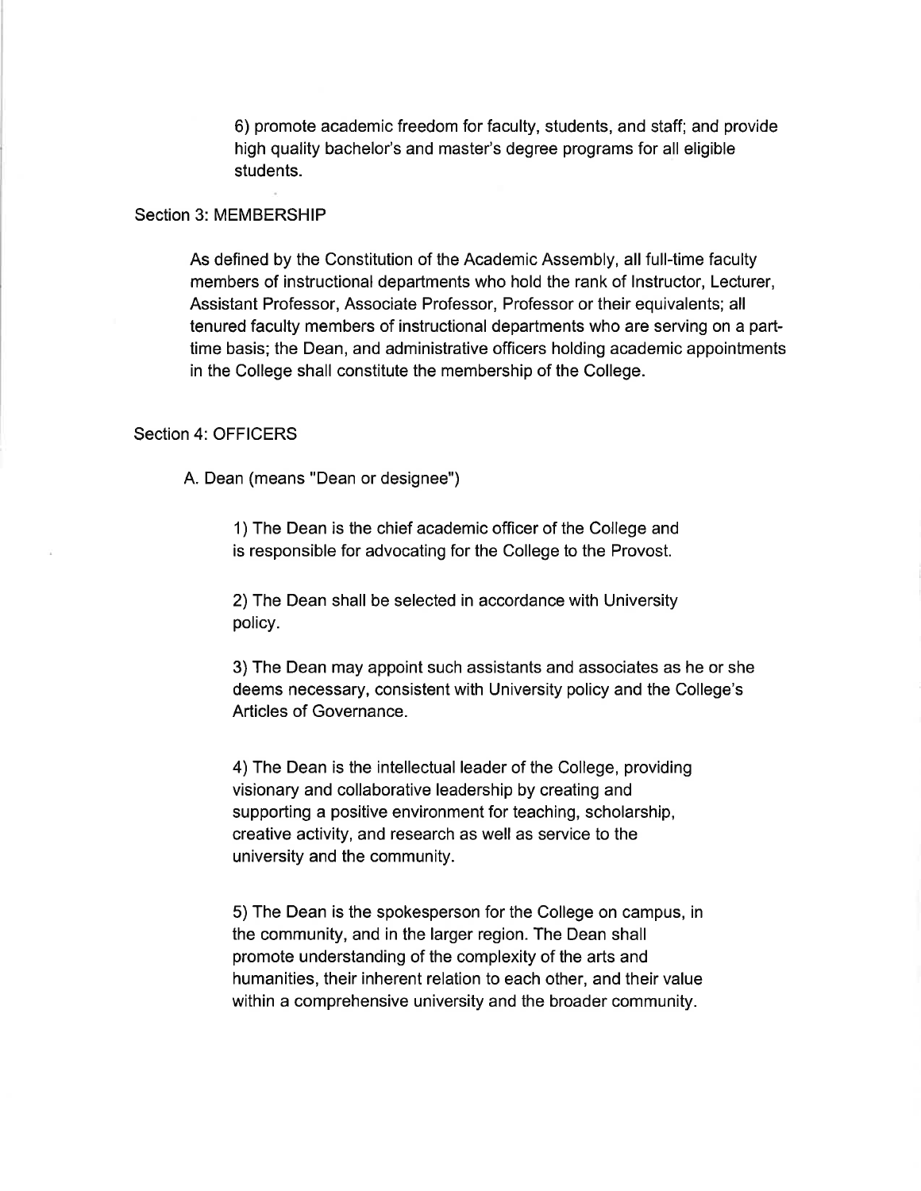6) promote academic freedom for faculty, students, and staff; and provide high quality bachelor's and master's degree programs for all eligible students.

## Section 3: MEMBERSHIP

As defined by the Constitution of the Academic Assembly, all full-time faculty members of instructional departments who hold the rank of Instructor, Lecturer, Assistant Professor, Associate Professor, Professor or their equivalents; all tenured faculty members of instructional departments who are serving on a part-time basis; the Dean, and administrative officers holding academic appointments in the College shall constitute the membership of the College.

## Section 4: OFFICERS

### A. Dean (means "Dean or designee")

1) The Dean is the chief academic officer of the College and is responsible for advocating for the College to the Provost.

2) The Dean shall be selected in accordance with University policy.

3) The Dean may appoint such assistants and associates as he or she deems necessary, consistent with University policy and the College's Articles of Governance.

4) The Dean is the intellectual leader of the College, providing visionary and collaborative leadership by creating and supporting a positive environment for teaching, scholarship, creative activity, and research as well as service to the university and the community.

5) The Dean is the spokesperson for the College on campus, in the community, and in the larger region. The Dean shall promote understanding of the complexity of the arts and humanities, their inherent relation to each other, and their value within a comprehensive university and the broader community.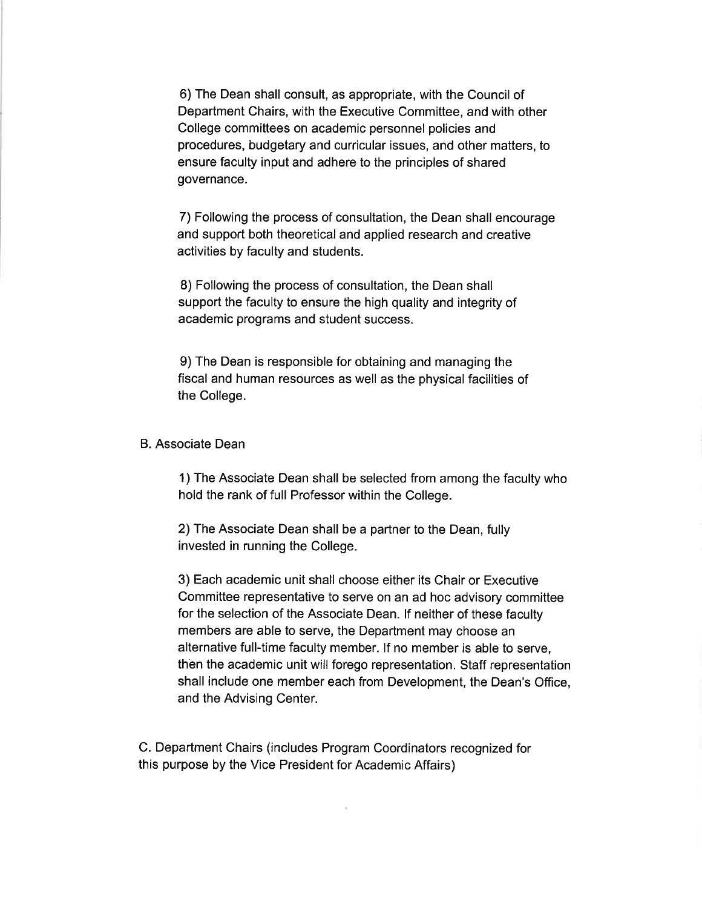6) The Dean shall consult, as appropriate, with the Council of Department Chairs, with the Executive Committee, and with other College committees on academic personnel policies and procedures, budgetary and curricular issues, and other matters, to ensure faculty input and adhere to the principles of shared governance.

7) Following the process of consultation, the Dean shall encourage and support both theoretical and applied research and creative activities by faculty and students.

8) Following the process of consultation, the Dean shall support the faculty to ensure the high quality and integrity of academic programs and student success.

9) The Dean is responsible for obtaining and managing the fiscal and human resources as well as the physical facilities of the College.

B. Associate Dean

1) The Associate Dean shall be selected from among the faculty who hold the rank of full Professor within the College.

2) The Associate Dean shall be a partner to the Dean, fully invested in running the College.

3) Each academic unit shall choose either its Chair or Executive Committee representative to serve on an ad hoc advisory committee for the selection of the Associate Dean. If neither of these faculty members are able to serve, the Department may choose an alternative full-time faculty member. If no member is able to serve, then the academic unit will forego representation. Staff representation shall include one member each from Development, the Dean's Office, and the Advising Center.

C. Department Chairs (includes Program Coordinators recognized for this purpose by the Vice President for Academic Affairs)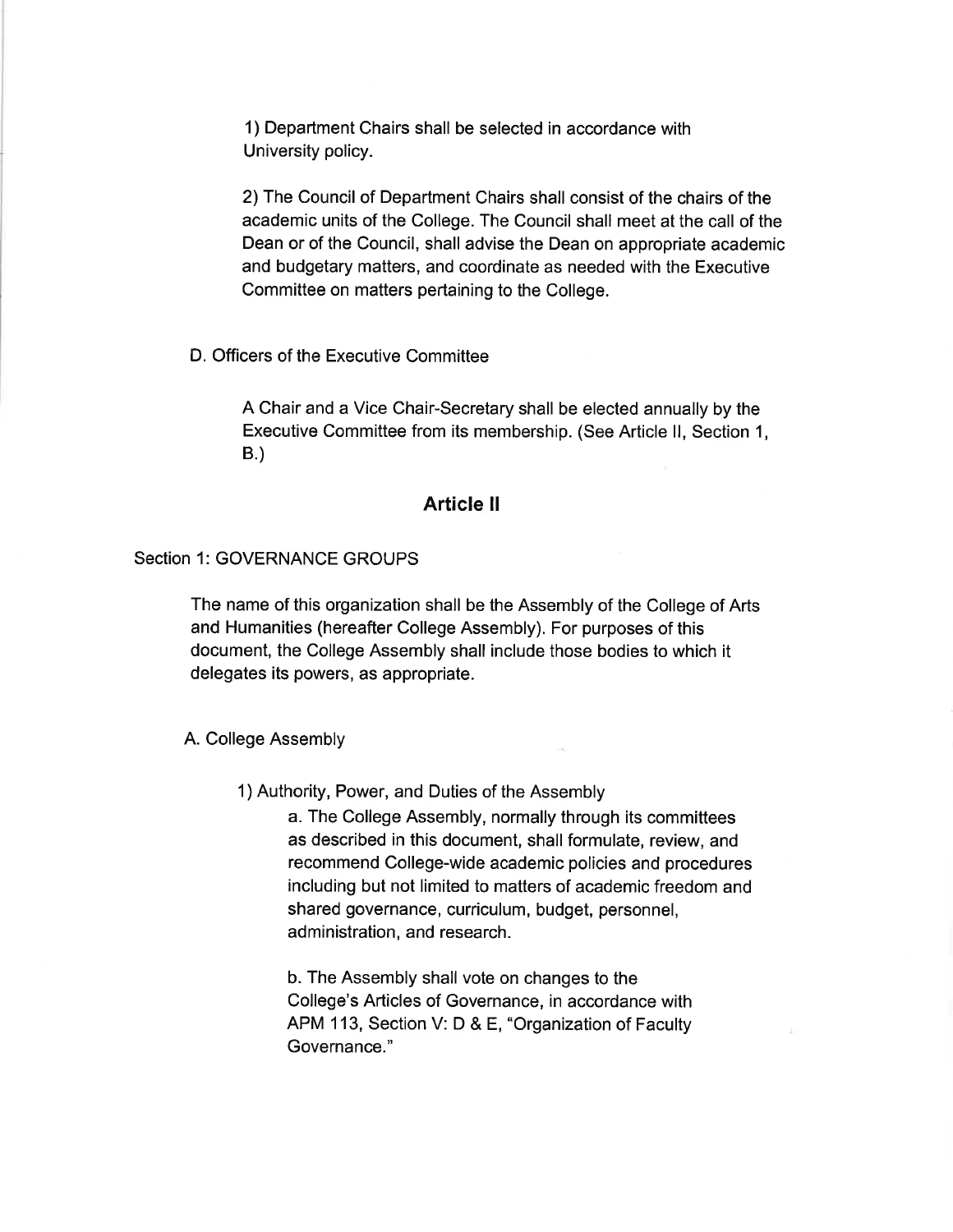1) Department Chairs shall be selected in accordance with University policy.

2) The Council of Department Chairs shall consist of the chairs of the academic units of the College. The Council shall meet at the call of the Dean or of the Council, shall advise the Dean on appropriate academic and budgetary matters, and coordinate as needed with the Executive Committee on matters pertaining to the College.

D. Officers of the Executive Committee

A Chair and a Vice Chair-Secretary shall be elected annually by the Executive Committee from its membership. (See Article II, Section 1, B.)

## Article II

Section 1: GOVERNANCE GROUPS

The name of this organization shall be the Assembly of the College of Arts and Humanities (hereafter College Assembly). For purposes of this document, the College Assembly shall include those bodies to which it delegates its powers, as appropriate.

A. College Assembly

1) Authority, Power, and Duties of the Assembly

a. The College Assembly, normally through its committees as described in this document, shall formulate, review, and recommend College-wide academic policies and procedures including but not limited to matters of academic freedom and shared governance, curriculum, budget, personnel, administration, and research.

b. The Assembly shall vote on changes to the College's Articles of Governance, in accordance with APM 113, Section V: D & E, "Organization of Faculty Governance."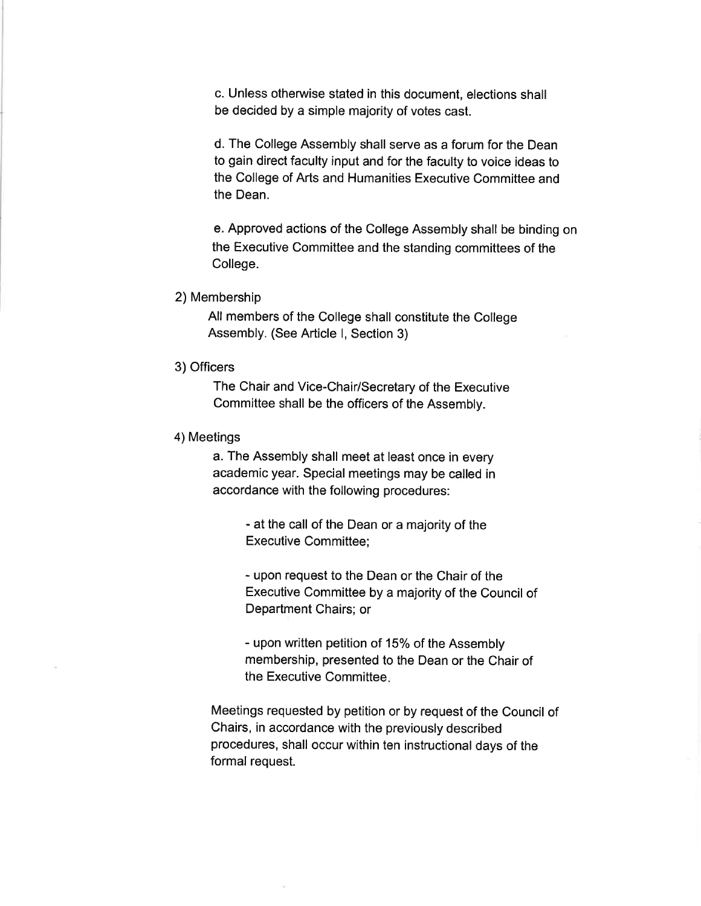c. Unless otherwise stated in this document, elections shall be decided by a simple majority of votes cast.

d. The College Assembly shall serve as a forum for the Dean to gain direct faculty input and for the faculty to voice ideas to the College of Arts and Humanities Executive Committee and the Dean.

e. Approved actions of the College Assembly shall be binding on the Executive Committee and the standing committees of the College.

2) Membership

All members of the College shall constitute the College Assembly. (See Article I, Section 3)

3) Officers

The Chair and Vice-Chair/Secretary of the Executive Committee shall be the officers of the Assembly.

4) Meetings

a. The Assembly shall meet at least once in every academic year. Special meetings may be called in accordance with the following procedures:

- at the call of the Dean or a majority of the Executive Committee;

- upon request to the Dean or the Chair of the Executive Committee by a majority of the Council of Department Chairs; or

- upon written petition of 15% of the Assembly membership, presented to the Dean or the Chair of the Executive Committee.

Meetings requested by petition or by request of the Council of Chairs, in accordance with the previously described procedures, shall occur within ten instructional days of the formal request.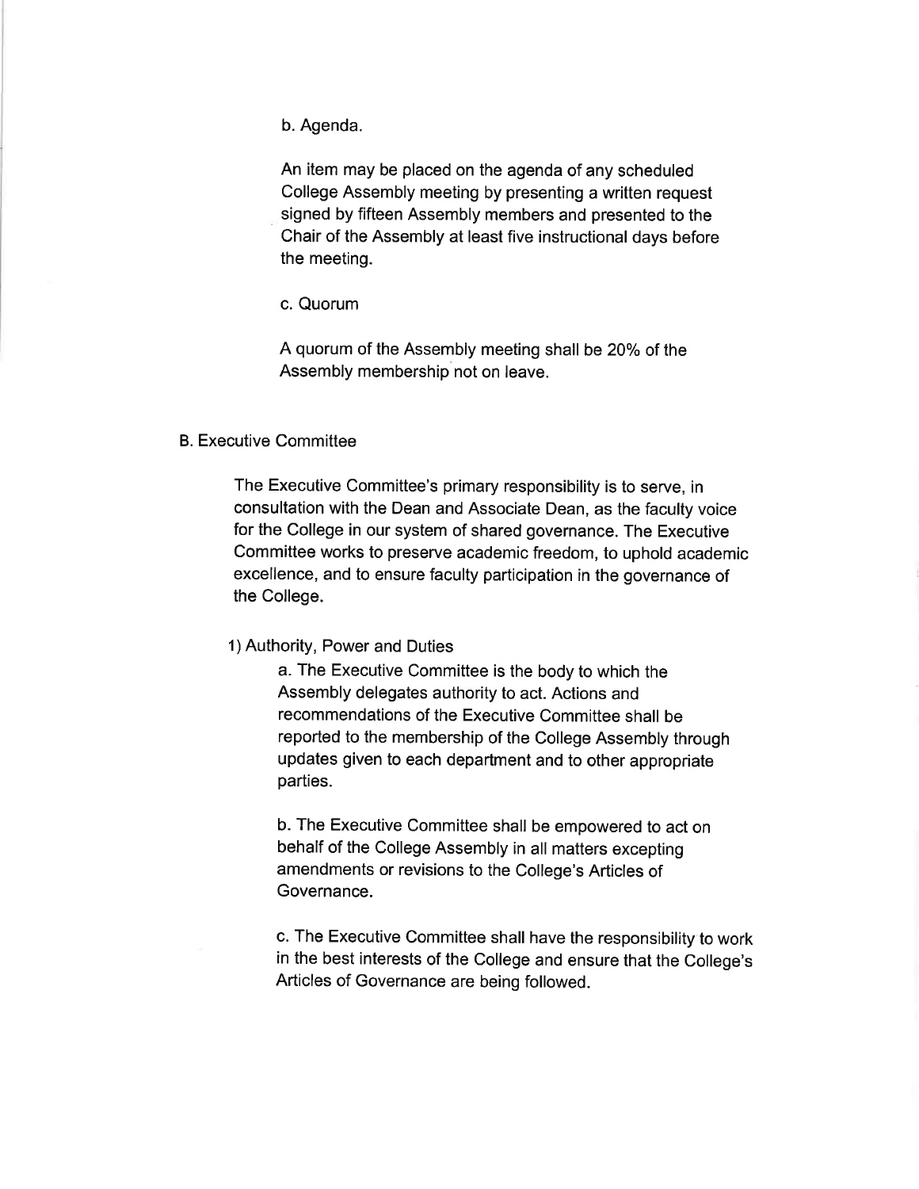b. Agenda.

An item may be placed on the agenda of any scheduled College Assembly meeting by presenting a written request signed by fifteen Assembly members and presented to the Chair of the Assembly at least five instructional days before the meeting.

c. Quorum

A quorum of the Assembly meeting shall be 20% of the Assembly membership not on leave.

B. Executive Committee

The Executive Committee's primary responsibility is to serve, in consultation with the Dean and Associate Dean, as the faculty voice for the College in our system of shared governance. The Executive Committee works to preserve academic freedom, to uphold academic excellence, and to ensure faculty participation in the governance of the College.

1) Authority, Power and Duties

a. The Executive Committee is the body to which the Assembly delegates authority to act. Actions and recommendations of the Executive Committee shall be reported to the membership of the College Assembly through updates given to each department and to other appropriate parties.

b. The Executive Committee shall be empowered to act on behalf of the College Assembly in all matters excepting amendments or revisions to the College's Articles of Governance.

c. The Executive Committee shall have the responsibility to work in the best interests of the College and ensure that the College's Articles of Governance are being followed.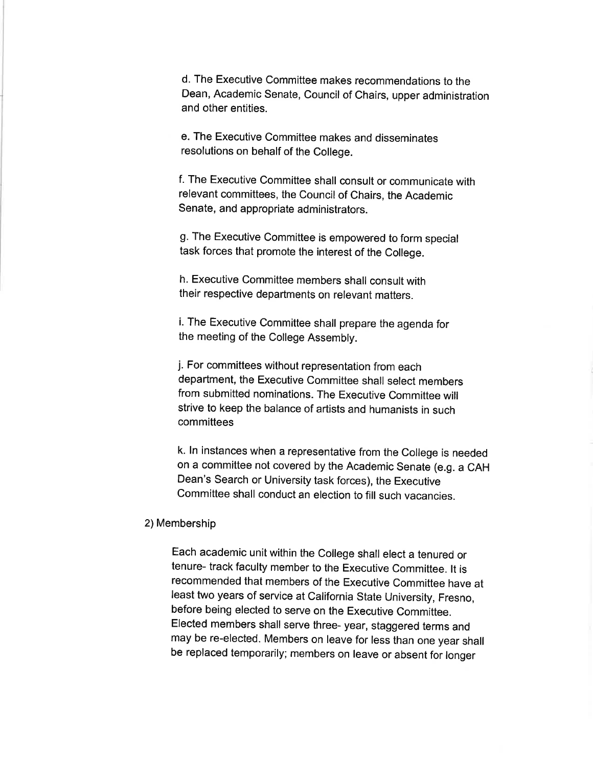d. The Executive Committee makes recommendations to the Dean, Academic Senate, Council of Chairs, upper administration and other entities.

e. The Executive Committee makes and disseminates resolutions on behalf of the College.

f. The Executive Committee shall consult or communicate with relevant committees, the Council of Chairs, the Academic Senate, and appropriate administrators.

g. The Executive Committee is empowered to form special task forces that promote the interest of the College.

h. Executive Committee members shall consult with their respective departments on relevant matters.

i. The Executive Committee shall prepare the agenda for the meeting of the College Assembly.

j. For committees without representation from each department, the Executive Committee shall select members from submitted nominations. The Executive Committee will strive to keep the balance of artists and humanists in such committees

k. In instances when a representative from the College is needed on a committee not covered by the Academic Senate (e.g. a CAH Dean's Search or University task forces), the Executive Committee shall conduct an election to fill such vacancies.

2) Membership

Each academic unit within the College shall elect a tenured or tenure- track faculty member to the Executive Committee. It is recommended that members of the Executive Committee have at least two years of service at California State University, Fresno, before being elected to serve on the Executive Committee. Elected members shall serve three- year, staggered terms and may be re-elected. Members on leave for less than one year shall be replaced temporarily; members on leave or absent for longer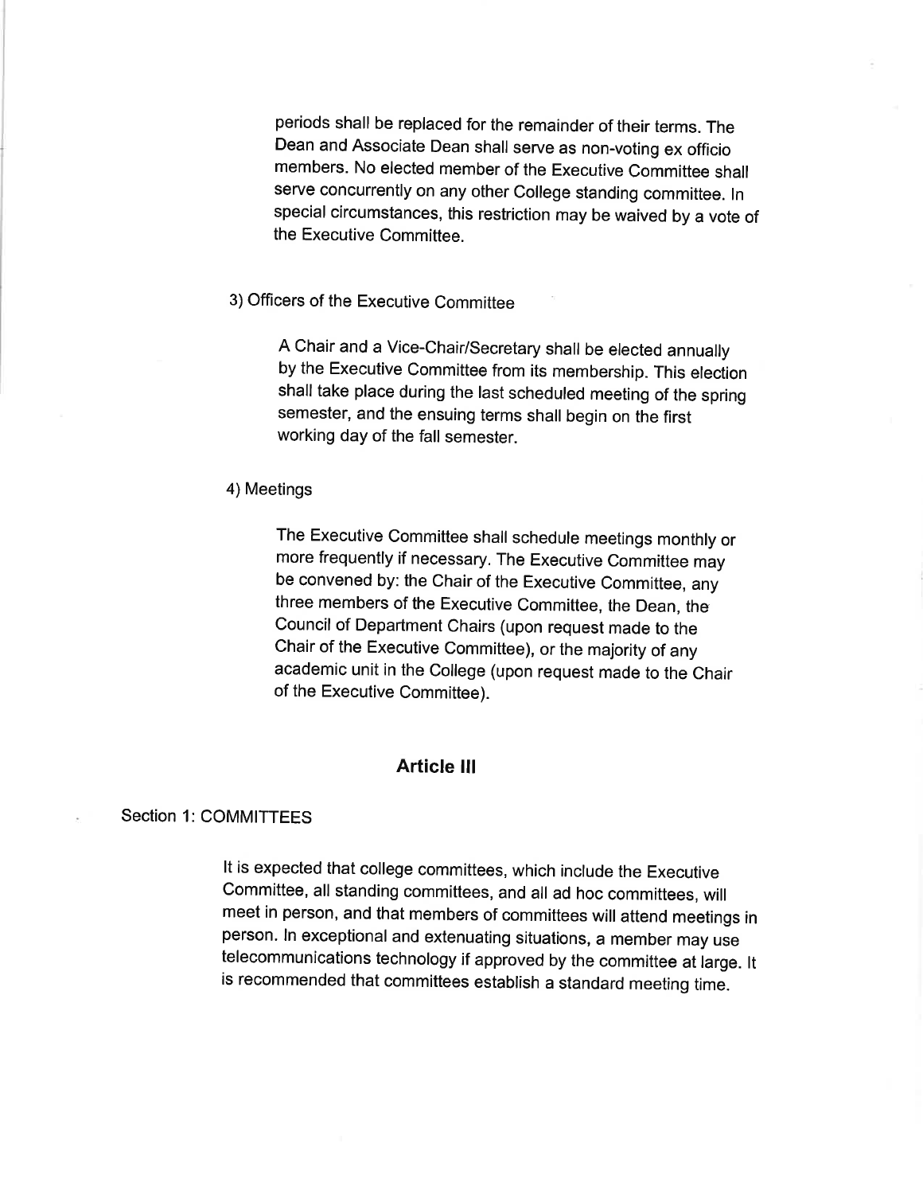periods shall be replaced for the remainder of their terms. The Dean and Associate Dean shall serve as non-voting ex officio members. No elected member of the Executive Committee shall serve concurrently on any other College standing committee. In special circumstances, this restriction may be waived by a vote of the Executive Committee.

3) Officers of the Executive Committee

A Chair and a Vice-Chair/Secretary shall be elected annually by the Executive Committee from its membership. This election shall take place during the last scheduled meeting of the spring semester, and the ensuing terms shall begin on the first working day of the fall semester.

4) Meetings

The Executive Committee shall schedule meetings monthly or more frequently if necessary. The Executive Committee may be convened by: the Chair of the Executive Committee, any three members of the Executive Committee, the Dean, the Council of Department Chairs (upon request made to the Chair of the Executive Committee), or the majority of any academic unit in the College (upon request made to the Chair of the Executive Committee).

## Article III

Section 1: COMMITTEES

It is expected that college committees, which include the Executive Committee, all standing committees, and all ad hoc committees, will meet in person, and that members of committees will attend meetings in person. In exceptional and extenuating situations, a member may use telecommunications technology if approved by the committee at large. It is recommended that committees establish a standard meeting time.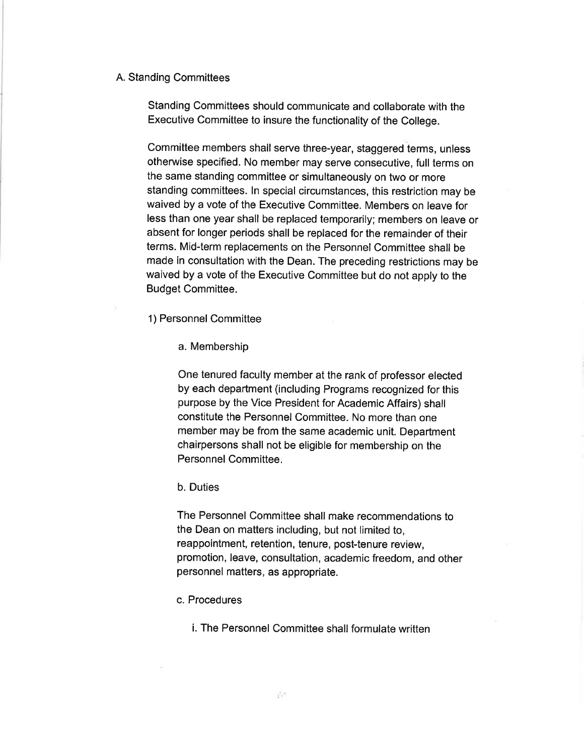A. Standing Committees

Standing Committees should communicate and collaborate with the Executive Committee to insure the functionality of the College.

Committee members shall serve three-year, staggered terms, unless otherwise specified. No member may serve consecutive, full terms on the same standing committee or simultaneously on two or more standing committees. In special circumstances, this restriction may be waived by a vote of the Executive Committee. Members on leave for less than one year shall be replaced temporarily; members on leave or absent for longer periods shall be replaced for the remainder of their terms. Mid-term replacements on the Personnel Committee shall be made in consultation with the Dean. The preceding restrictions may be waived by a vote of the Executive Committee but do not apply to the Budget Committee.

1) Personnel Committee

a. Membership

One tenured faculty member at the rank of professor elected by each department (including Programs recognized for this purpose by the Vice President for Academic Affairs) shall constitute the Personnel Committee. No more than one member may be from the same academic unit. Department chairpersons shall not be eligible for membership on the Personnel Committee.

b. Duties

The Personnel Committee shall make recommendations to the Dean on matters including, but not limited to, reappointment, retention, tenure, post-tenure review, promotion, leave, consultation, academic freedom, and other personnel matters, as appropriate.

c. Procedures

i. The Personnel Committee shall formulate written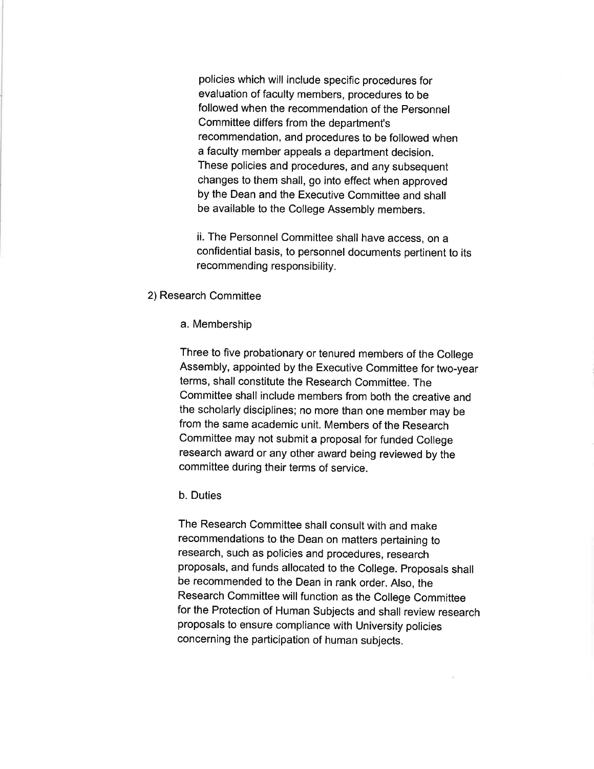policies which will include specific procedures for evaluation of faculty members, procedures to be followed when the recommendation of the Personnel Committee differs from the department's recommendation, and procedures to be followed when a faculty member appeals a department decision. These policies and procedures, and any subsequent changes to them shall, go into effect when approved by the Dean and the Executive Committee and shall be available to the College Assembly members.

ii. The Personnel Committee shall have access, on a confidential basis, to personnel documents pertinent to its recommending responsibility.

2) Research Committee

a. Membership

Three to five probationary or tenured members of the College Assembly, appointed by the Executive Committee for two-year terms, shall constitute the Research Committee. The Committee shall include members from both the creative and the scholarly disciplines; no more than one member may be from the same academic unit. Members of the Research Committee may not submit a proposal for funded College research award or any other award being reviewed by the committee during their terms of service.

b. Duties

The Research Committee shall consult with and make recommendations to the Dean on matters pertaining to research, such as policies and procedures, research proposals, and funds allocated to the College. Proposals shall be recommended to the Dean in rank order. Also, the Research Committee will function as the College Committee for the Protection of Human Subjects and shall review research proposals to ensure compliance with University policies concerning the participation of human subjects.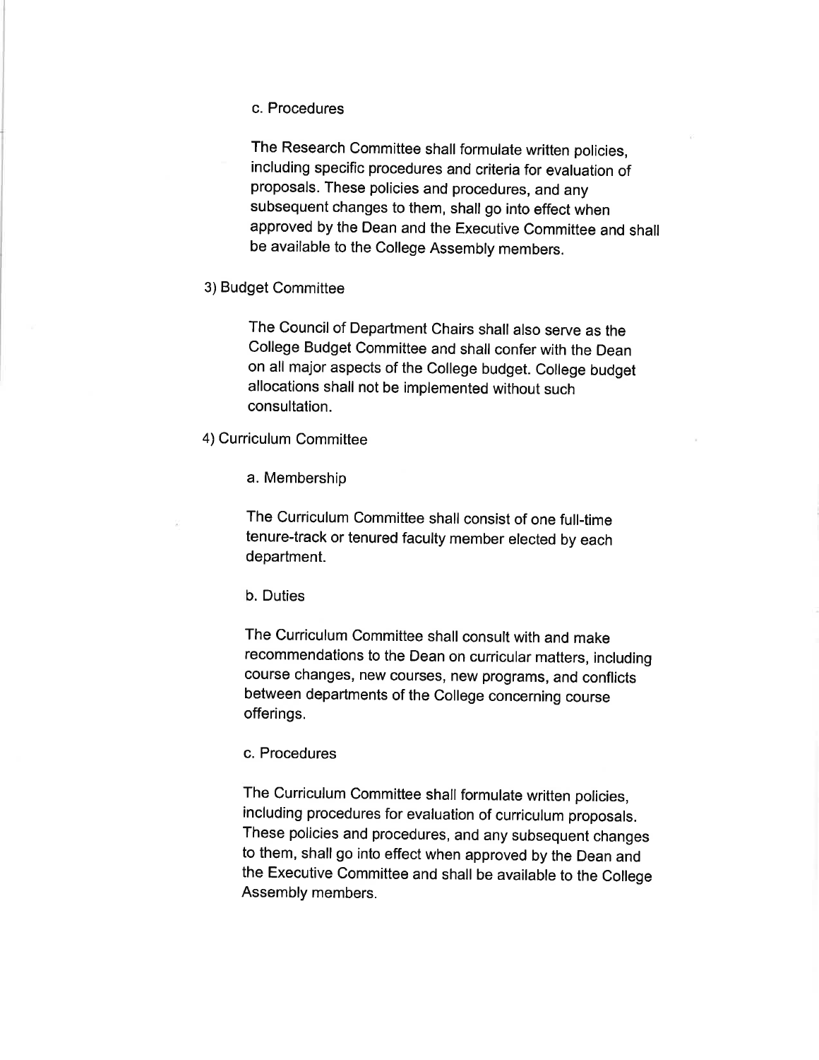c. Procedures

The Research Committee shall formulate written policies, including specific procedures and criteria for evaluation of proposals. These policies and procedures, and any subsequent changes to them, shall go into effect when approved by the Dean and the Executive Committee and shall be available to the College Assembly members.

3) Budget Committee

The Council of Department Chairs shall also serve as the College Budget Committee and shall confer with the Dean on all major aspects of the College budget. College budget allocations shall not be implemented without such consultation.

4) Curriculum Committee

a. Membership

The Curriculum Committee shall consist of one full-time tenure-track or tenured faculty member elected by each department.

b. Duties

The Curriculum Committee shall consult with and make recommendations to the Dean on curricular matters, including course changes, new courses, new programs, and conflicts between departments of the College concerning course offerings.

c. Procedures

The Curriculum Committee shall formulate written policies, including procedures for evaluation of curriculum proposals. These policies and procedures, and any subsequent changes to them, shall go into effect when approved by the Dean and the Executive Committee and shall be available to the College Assembly members.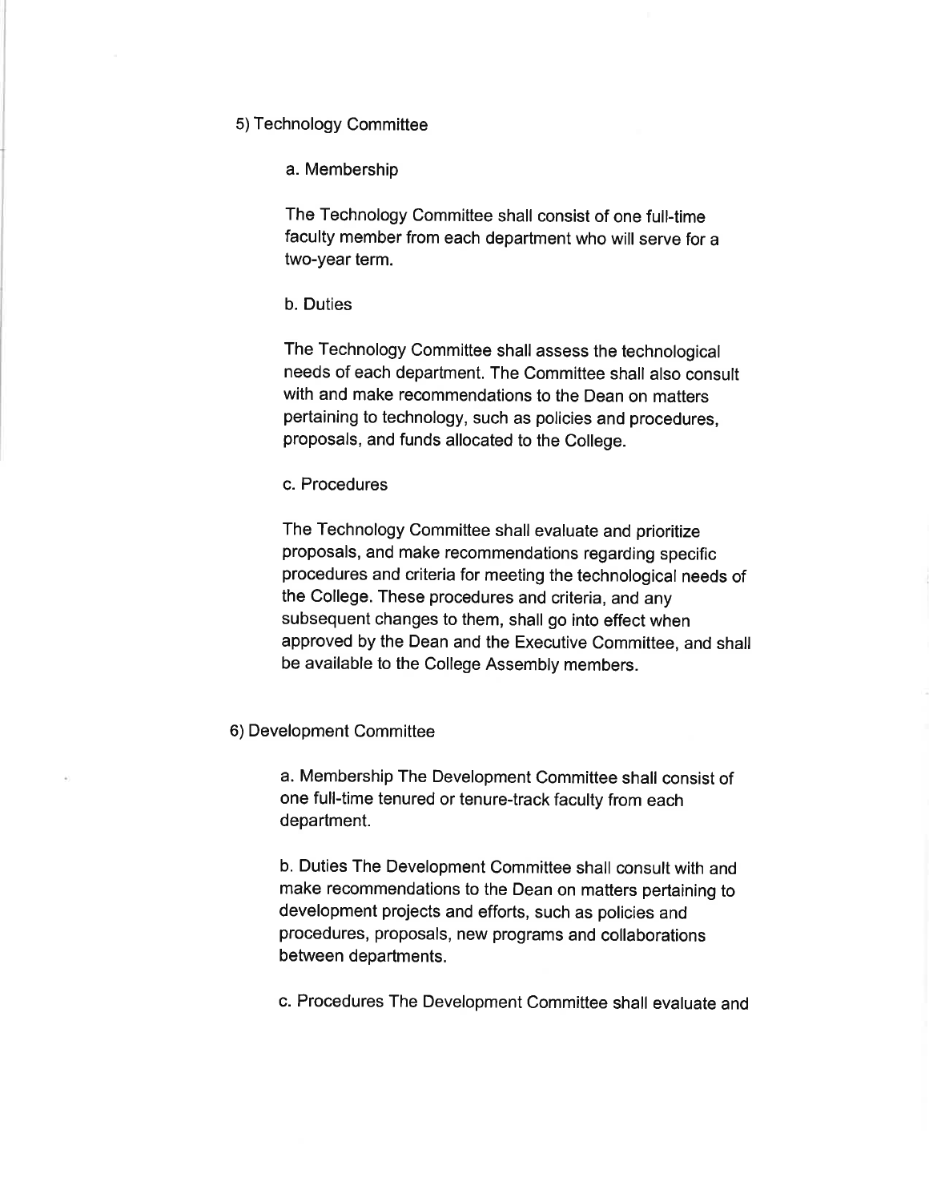5) Technology Committee

a. Membership

The Technology Committee shall consist of one full-time faculty member from each department who will serve for a two-year term.

b. Duties

The Technology Committee shall assess the technological needs of each department. The Committee shall also consult with and make recommendations to the Dean on matters pertaining to technology, such as policies and procedures, proposals, and funds allocated to the College.

c. Procedures

The Technology Committee shall evaluate and prioritize proposals, and make recommendations regarding specific procedures and criteria for meeting the technological needs of the College. These procedures and criteria, and any subsequent changes to them, shall go into effect when approved by the Dean and the Executive Committee, and shall be available to the College Assembly members.

6) Development Committee

a. Membership The Development Committee shall consist of one full-time tenured or tenure-track faculty from each department.

b. Duties The Development Committee shall consult with and make recommendations to the Dean on matters pertaining to development projects and efforts, such as policies and procedures, proposals, new programs and collaborations between departments.

c. Procedures The Development Committee shall evaluate and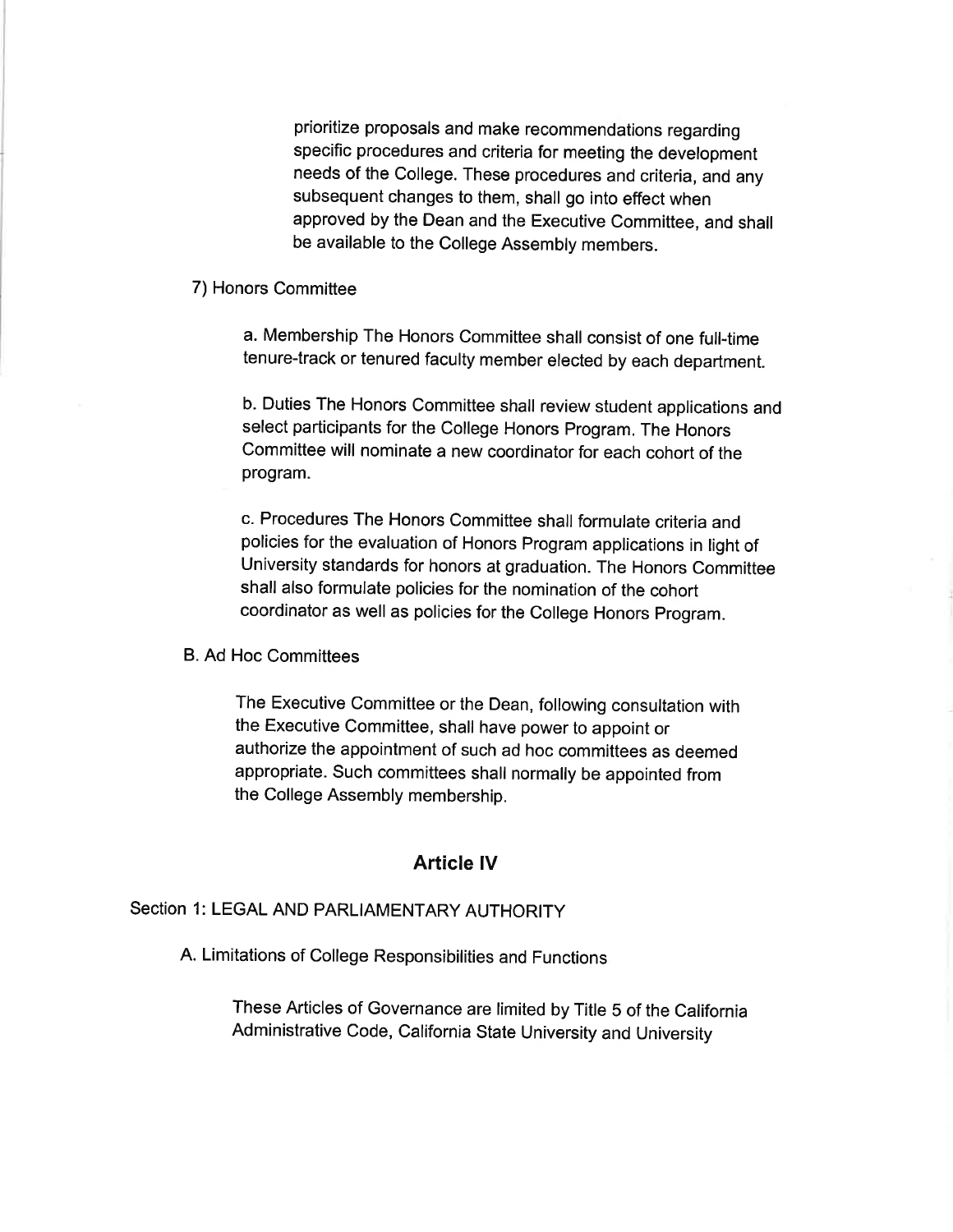prioritize proposals and make recommendations regarding specific procedures and criteria for meeting the development needs of the College. These procedures and criteria, and any subsequent changes to them, shall go into effect when approved by the Dean and the Executive Committee, and shall be available to the College Assembly members.

7) Honors Committee

a. Membership The Honors Committee shall consist of one full-time tenure-track or tenured faculty member elected by each department.

b. Duties The Honors Committee shall review student applications and select participants for the College Honors Program. The Honors Committee will nominate a new coordinator for each cohort of the program.

c. Procedures The Honors Committee shall formulate criteria and policies for the evaluation of Honors Program applications in light of University standards for honors at graduation. The Honors Committee shall also formulate policies for the nomination of the cohort coordinator as well as policies for the College Honors Program.

B. Ad Hoc Committees

The Executive Committee or the Dean, following consultation with the Executive Committee, shall have power to appoint or authorize the appointment of such ad hoc committees as deemed appropriate. Such committees shall normally be appointed from the College Assembly membership.

## Article IV

### Section 1: LEGAL AND PARLIAMENTARY AUTHORITY

A. Limitations of College Responsibilities and Functions

These Articles of Governance are limited by Title 5 of the California Administrative Code, California State University and University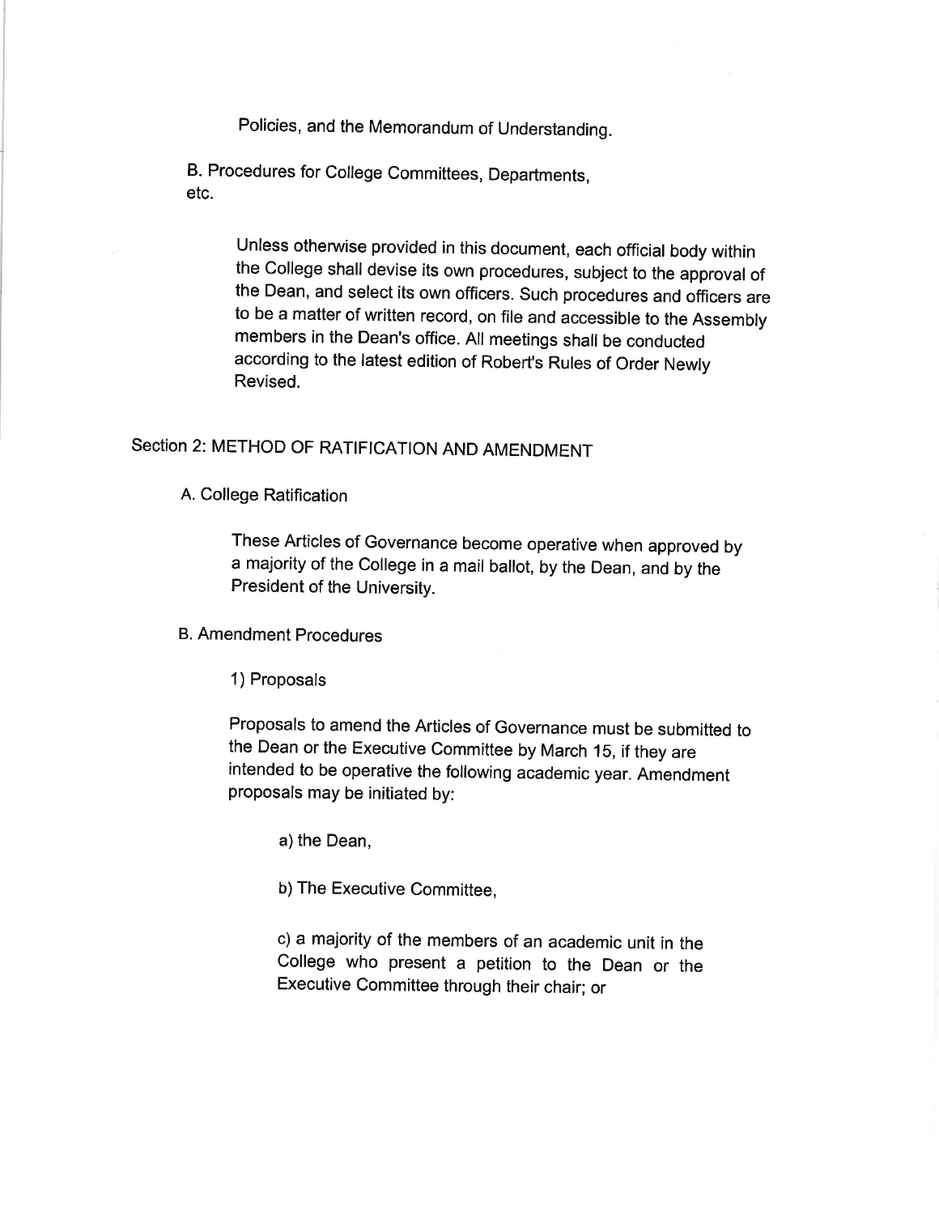Policies, and the Memorandum of Understanding.

B. Procedures for College Committees, Departments, etc.

Unless otherwise provided in this document, each official body within the College shall devise its own procedures, subject to the approval of the Dean, and select its own officers. Such procedures and officers are to be a matter of written record, on file and accessible to the Assembly members in the Dean's office. All meetings shall be conducted according to the latest edition of Robert's Rules of Order Newly Revised.

## Section 2: METHOD OF RATIFICATION AND AMENDMENT

A. College Ratification

These Articles of Governance become operative when approved by a majority of the College in a mail ballot, by the Dean, and by the President of the University.

B. Amendment Procedures

1) Proposals

Proposals to amend the Articles of Governance must be submitted to the Dean or the Executive Committee by March 15, if they are intended to be operative the following academic year. Amendment proposals may be initiated by:

a) the Dean,

b) The Executive Committee,

c) a majority of the members of an academic unit in the College who present a petition to the Dean or the Executive Committee through their chair; or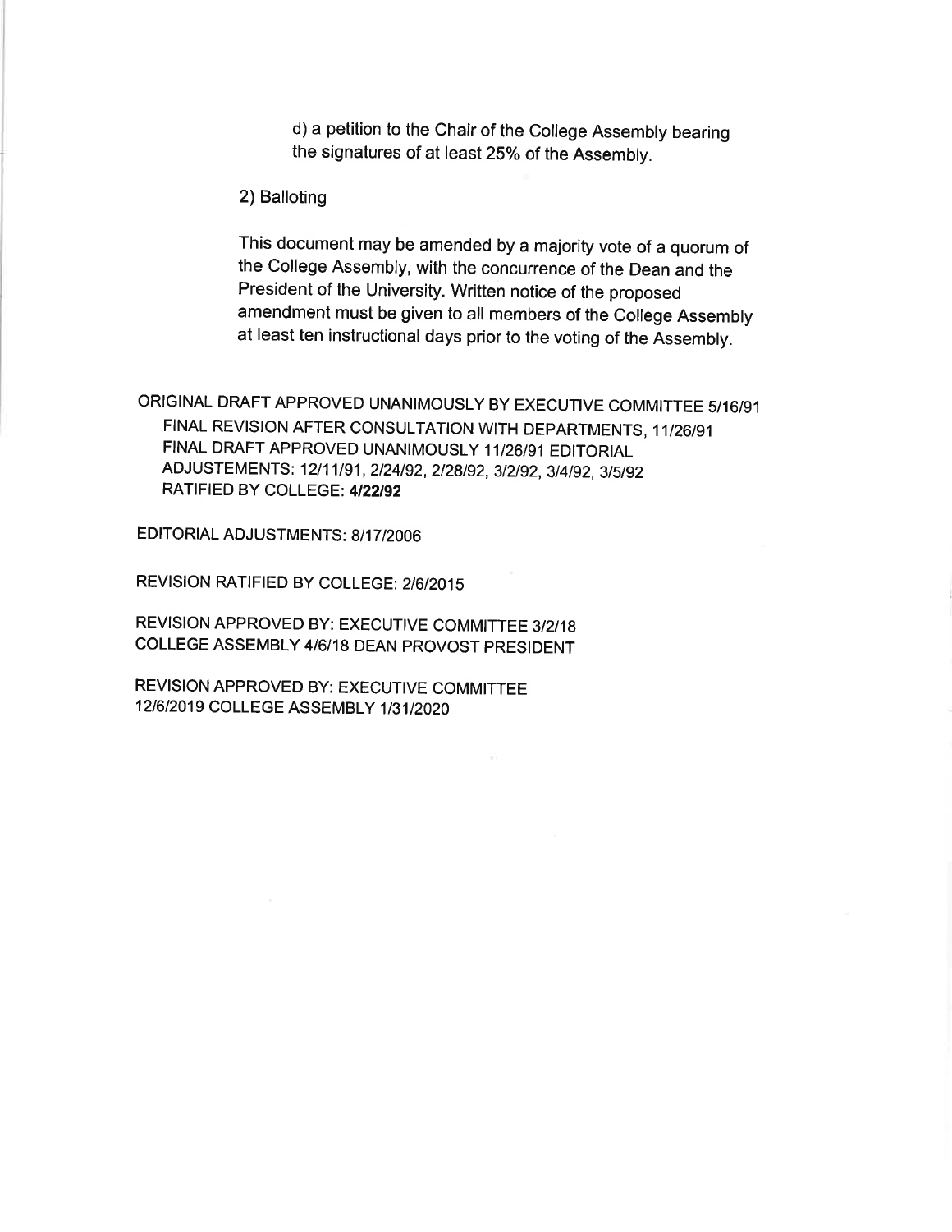d) a petition to the Chair of the College Assembly bearing the signatures of at least 25% of the Assembly.

2) Balloting

This document may be amended by a majority vote of a quorum of the College Assembly, with the concurrence of the Dean and the President of the University. Written notice of the proposed amendment must be given to all members of the College Assembly at least ten instructional days prior to the voting of the Assembly.

ORIGINAL DRAFT APPROVED UNANIMOUSLY BY EXECUTIVE COMMITTEE 5/16/91
FINAL REVISION AFTER CONSULTATION WITH DEPARTMENTS, 11/26/91
FINAL DRAFT APPROVED UNANIMOUSLY 11/26/91 EDITORIAL ADJUSTEMENTS: 12/11/91, 2/24/92, 2/28/92, 3/2/92, 3/4/92, 3/5/92
RATIFIED BY COLLEGE: **4/22/92**

EDITORIAL ADJUSTMENTS: 8/17/2006

REVISION RATIFIED BY COLLEGE: 2/6/2015

REVISION APPROVED BY: EXECUTIVE COMMITTEE 3/2/18 COLLEGE ASSEMBLY 4/6/18 DEAN PROVOST PRESIDENT

REVISION APPROVED BY: EXECUTIVE COMMITTEE 12/6/2019 COLLEGE ASSEMBLY 1/31/2020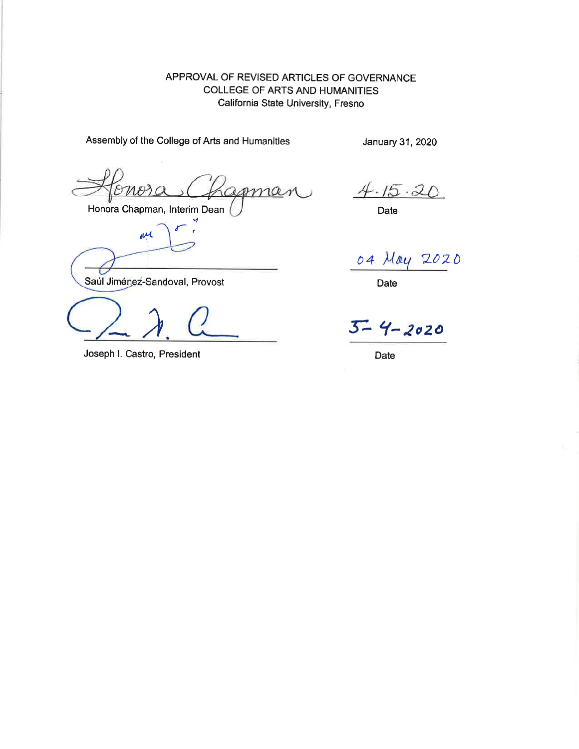APPROVAL OF REVISED ARTICLES OF GOVERNANCE
COLLEGE OF ARTS AND HUMANITIES
California State University, Fresno

Assembly of the College of Arts and Humanities — January 31, 2020

Honora Chapman — 4.15.20

Honora Chapman, Interim Dean — Date

04 May 2020

Saúl Jiménez-Sandoval, Provost — Date

5-4-2020

Joseph I. Castro, President — Date